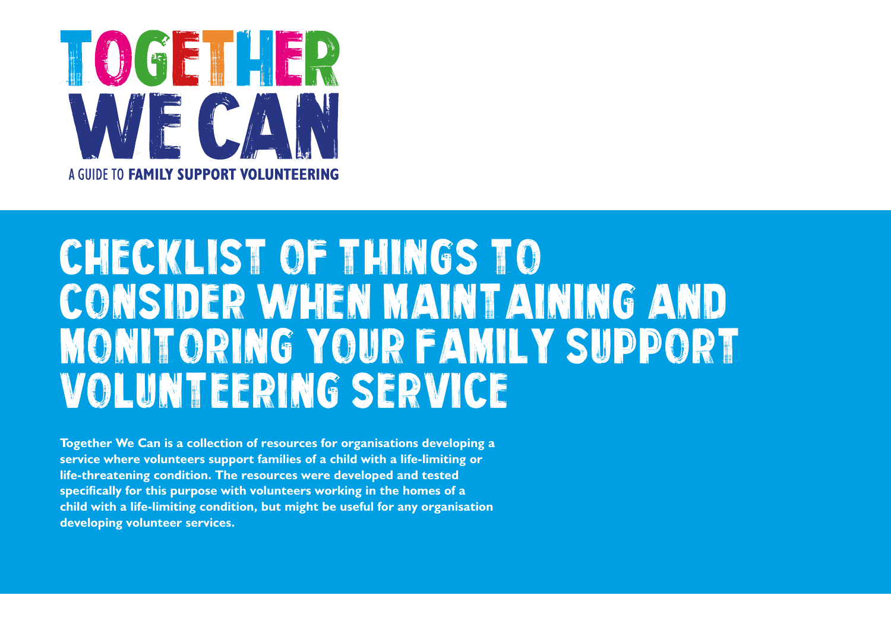# TOGETHER WE CAN

A GUIDE TO **FAMILY SUPPORT VOLUNTEERING**

# CHECKLIST OF THINGS TO CONSIDER WHEN MAINTAINING AND MONITORING YOUR FAMILY SUPPORT VOLUNTEERING SERVICE

**Together We Can is a collection of resources for organisations developing a service where volunteers support families of a child with a life-limiting or life-threatening condition. The resources were developed and tested specifically for this purpose with volunteers working in the homes of a child with a life-limiting condition, but might be useful for any organisation developing volunteer services.**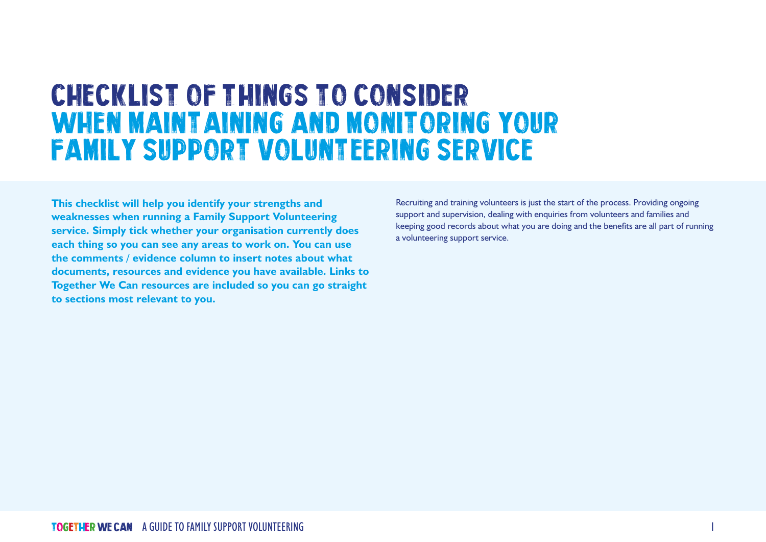# CHECKLIST OF THINGS TO CONSIDER WHEN MAINTAINING AND MONITORING YOUR FAMILY SUPPORT VOLUNTEERING SERVICE

**This checklist will help you identify your strengths and weaknesses when running a Family Support Volunteering service. Simply tick whether your organisation currently does each thing so you can see any areas to work on. You can use the comments / evidence column to insert notes about what documents, resources and evidence you have available. Links to Together We Can resources are included so you can go straight to sections most relevant to you.**

Recruiting and training volunteers is just the start of the process. Providing ongoing support and supervision, dealing with enquiries from volunteers and families and keeping good records about what you are doing and the benefits are all part of running a volunteering support service.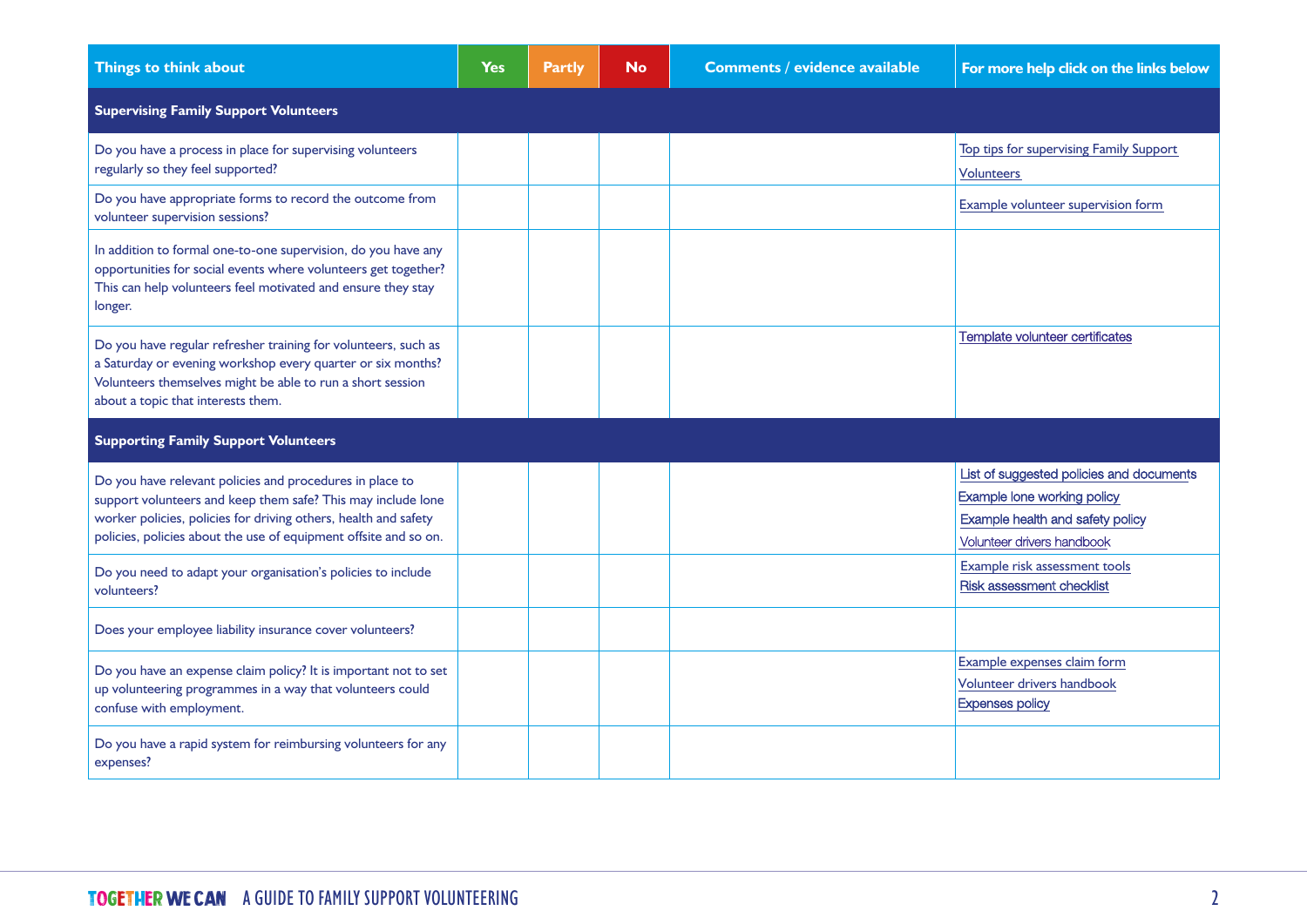| Things to think about | Yes | Partly | No | Comments / evidence available | For more help click on the links below |
|---|---|---|---|---|---|
| **Supervising Family Support Volunteers** | | | | | |
| Do you have a process in place for supervising volunteers regularly so they feel supported? | | | | | Top tips for supervising Family Support Volunteers |
| Do you have appropriate forms to record the outcome from volunteer supervision sessions? | | | | | Example volunteer supervision form |
| In addition to formal one-to-one supervision, do you have any opportunities for social events where volunteers get together? This can help volunteers feel motivated and ensure they stay longer. | | | | | |
| Do you have regular refresher training for volunteers, such as a Saturday or evening workshop every quarter or six months? Volunteers themselves might be able to run a short session about a topic that interests them. | | | | | Template volunteer certificates |
| **Supporting Family Support Volunteers** | | | | | |
| Do you have relevant policies and procedures in place to support volunteers and keep them safe? This may include lone worker policies, policies for driving others, health and safety policies, policies about the use of equipment offsite and so on. | | | | | List of suggested policies and documents<br>Example lone working policy<br>Example health and safety policy<br>Volunteer drivers handbook |
| Do you need to adapt your organisation's policies to include volunteers? | | | | | Example risk assessment tools<br>Risk assessment checklist |
| Does your employee liability insurance cover volunteers? | | | | | |
| Do you have an expense claim policy? It is important not to set up volunteering programmes in a way that volunteers could confuse with employment. | | | | | Example expenses claim form<br>Volunteer drivers handbook<br>Expenses policy |
| Do you have a rapid system for reimbursing volunteers for any expenses? | | | | | |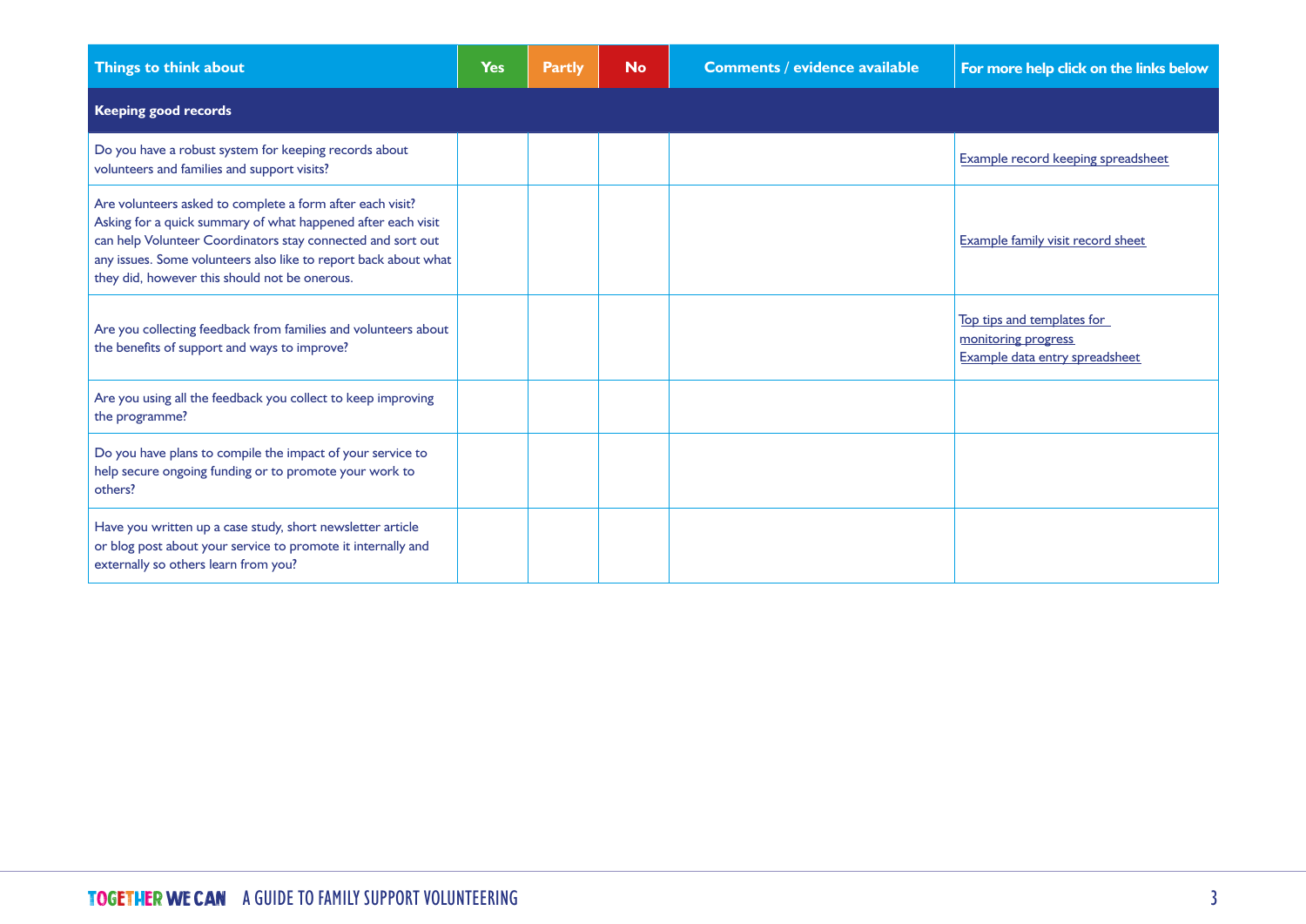| Things to think about | Yes | Partly | No | Comments / evidence available | For more help click on the links below |
|---|---|---|---|---|---|
| **Keeping good records** | | | | | |
| Do you have a robust system for keeping records about volunteers and families and support visits? | | | | | Example record keeping spreadsheet |
| Are volunteers asked to complete a form after each visit? Asking for a quick summary of what happened after each visit can help Volunteer Coordinators stay connected and sort out any issues. Some volunteers also like to report back about what they did, however this should not be onerous. | | | | | Example family visit record sheet |
| Are you collecting feedback from families and volunteers about the benefits of support and ways to improve? | | | | | Top tips and templates for monitoring progress<br>Example data entry spreadsheet |
| Are you using all the feedback you collect to keep improving the programme? | | | | | |
| Do you have plans to compile the impact of your service to help secure ongoing funding or to promote your work to others? | | | | | |
| Have you written up a case study, short newsletter article or blog post about your service to promote it internally and externally so others learn from you? | | | | | |